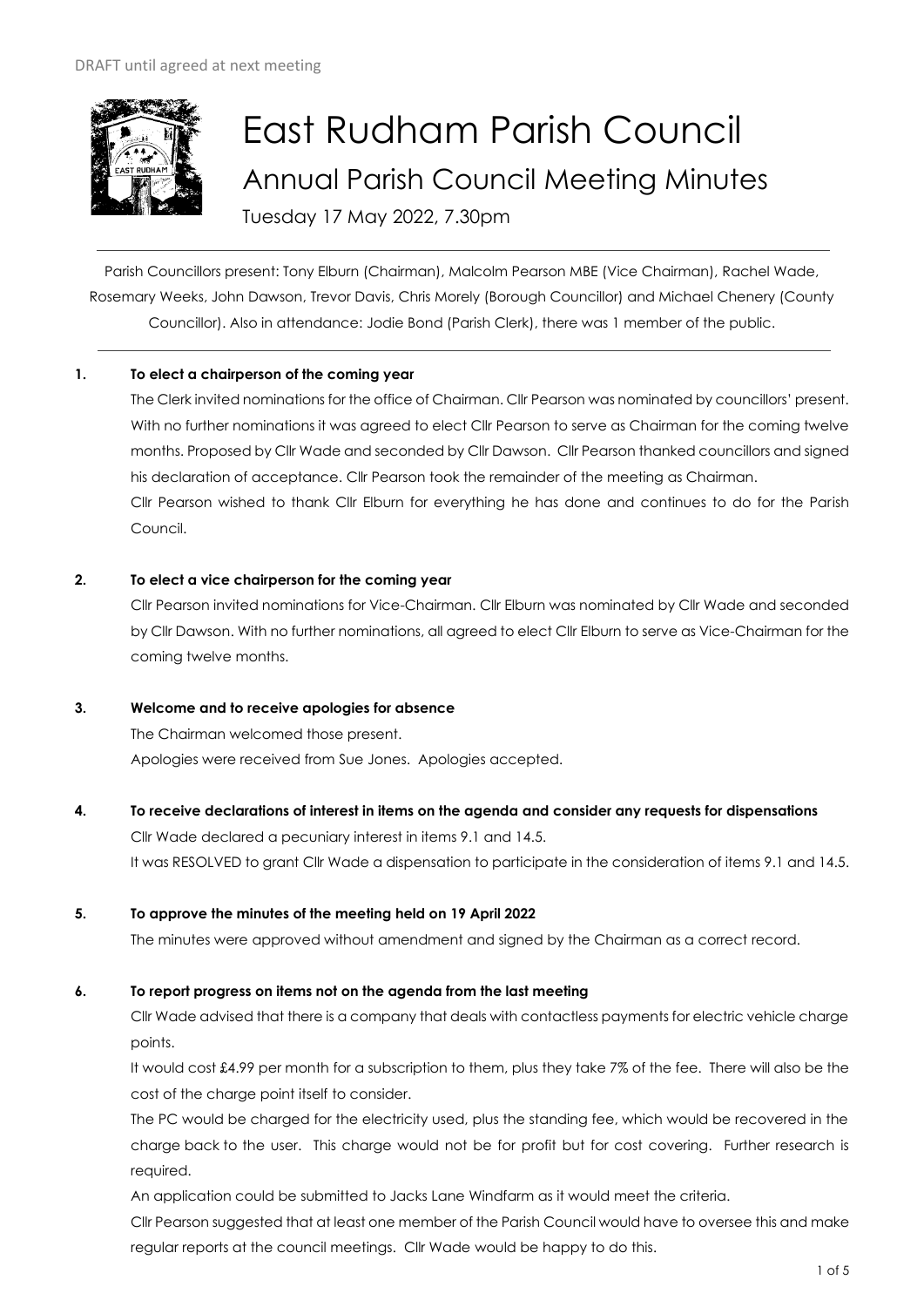DRAFT until agreed at next meeting

# East Rudham Parish Council

## Annual Parish Council Meeting Minutes

Tuesday 17 May 2022, 7.30pm

---

Parish Councillors present: Tony Elburn (Chairman), Malcolm Pearson MBE (Vice Chairman), Rachel Wade, Rosemary Weeks, John Dawson, Trevor Davis, Chris Morely (Borough Councillor) and Michael Chenery (County Councillor). Also in attendance: Jodie Bond (Parish Clerk), there was 1 member of the public.

---

**1. To elect a chairperson of the coming year**

The Clerk invited nominations for the office of Chairman. Cllr Pearson was nominated by councillors' present. With no further nominations it was agreed to elect Cllr Pearson to serve as Chairman for the coming twelve months. Proposed by Cllr Wade and seconded by Cllr Dawson. Cllr Pearson thanked councillors and signed his declaration of acceptance. Cllr Pearson took the remainder of the meeting as Chairman.

Cllr Pearson wished to thank Cllr Elburn for everything he has done and continues to do for the Parish Council.

**2. To elect a vice chairperson for the coming year**

Cllr Pearson invited nominations for Vice-Chairman. Cllr Elburn was nominated by Cllr Wade and seconded by Cllr Dawson. With no further nominations, all agreed to elect Cllr Elburn to serve as Vice-Chairman for the coming twelve months.

**3. Welcome and to receive apologies for absence**

The Chairman welcomed those present.

Apologies were received from Sue Jones. Apologies accepted.

**4. To receive declarations of interest in items on the agenda and consider any requests for dispensations**

Cllr Wade declared a pecuniary interest in items 9.1 and 14.5.

It was RESOLVED to grant Cllr Wade a dispensation to participate in the consideration of items 9.1 and 14.5.

**5. To approve the minutes of the meeting held on 19 April 2022**

The minutes were approved without amendment and signed by the Chairman as a correct record.

**6. To report progress on items not on the agenda from the last meeting**

Cllr Wade advised that there is a company that deals with contactless payments for electric vehicle charge points.

It would cost £4.99 per month for a subscription to them, plus they take 7% of the fee. There will also be the cost of the charge point itself to consider.

The PC would be charged for the electricity used, plus the standing fee, which would be recovered in the charge back to the user. This charge would not be for profit but for cost covering. Further research is required.

An application could be submitted to Jacks Lane Windfarm as it would meet the criteria.

Cllr Pearson suggested that at least one member of the Parish Council would have to oversee this and make regular reports at the council meetings. Cllr Wade would be happy to do this.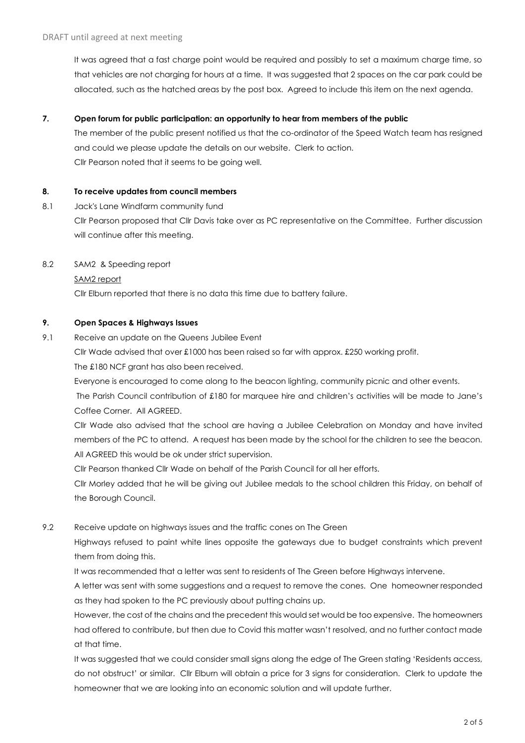It was agreed that a fast charge point would be required and possibly to set a maximum charge time, so that vehicles are not charging for hours at a time. It was suggested that 2 spaces on the car park could be allocated, such as the hatched areas by the post box. Agreed to include this item on the next agenda.

**7. Open forum for public participation: an opportunity to hear from members of the public**

The member of the public present notified us that the co-ordinator of the Speed Watch team has resigned and could we please update the details on our website. Clerk to action.

Cllr Pearson noted that it seems to be going well.

**8. To receive updates from council members**

8.1 Jack's Lane Windfarm community fund

Cllr Pearson proposed that Cllr Davis take over as PC representative on the Committee. Further discussion will continue after this meeting.

8.2 SAM2 & Speeding report

SAM2 report

Cllr Elburn reported that there is no data this time due to battery failure.

**9. Open Spaces & Highways Issues**

9.1 Receive an update on the Queens Jubilee Event

Cllr Wade advised that over £1000 has been raised so far with approx. £250 working profit.

The £180 NCF grant has also been received.

Everyone is encouraged to come along to the beacon lighting, community picnic and other events.

The Parish Council contribution of £180 for marquee hire and children's activities will be made to Jane's Coffee Corner. All AGREED.

Cllr Wade also advised that the school are having a Jubilee Celebration on Monday and have invited members of the PC to attend. A request has been made by the school for the children to see the beacon. All AGREED this would be ok under strict supervision.

Cllr Pearson thanked Cllr Wade on behalf of the Parish Council for all her efforts.

Cllr Morley added that he will be giving out Jubilee medals to the school children this Friday, on behalf of the Borough Council.

9.2 Receive update on highways issues and the traffic cones on The Green

Highways refused to paint white lines opposite the gateways due to budget constraints which prevent them from doing this.

It was recommended that a letter was sent to residents of The Green before Highways intervene.

A letter was sent with some suggestions and a request to remove the cones. One homeowner responded as they had spoken to the PC previously about putting chains up.

However, the cost of the chains and the precedent this would set would be too expensive. The homeowners had offered to contribute, but then due to Covid this matter wasn't resolved, and no further contact made at that time.

It was suggested that we could consider small signs along the edge of The Green stating 'Residents access, do not obstruct' or similar. Cllr Elburn will obtain a price for 3 signs for consideration. Clerk to update the homeowner that we are looking into an economic solution and will update further.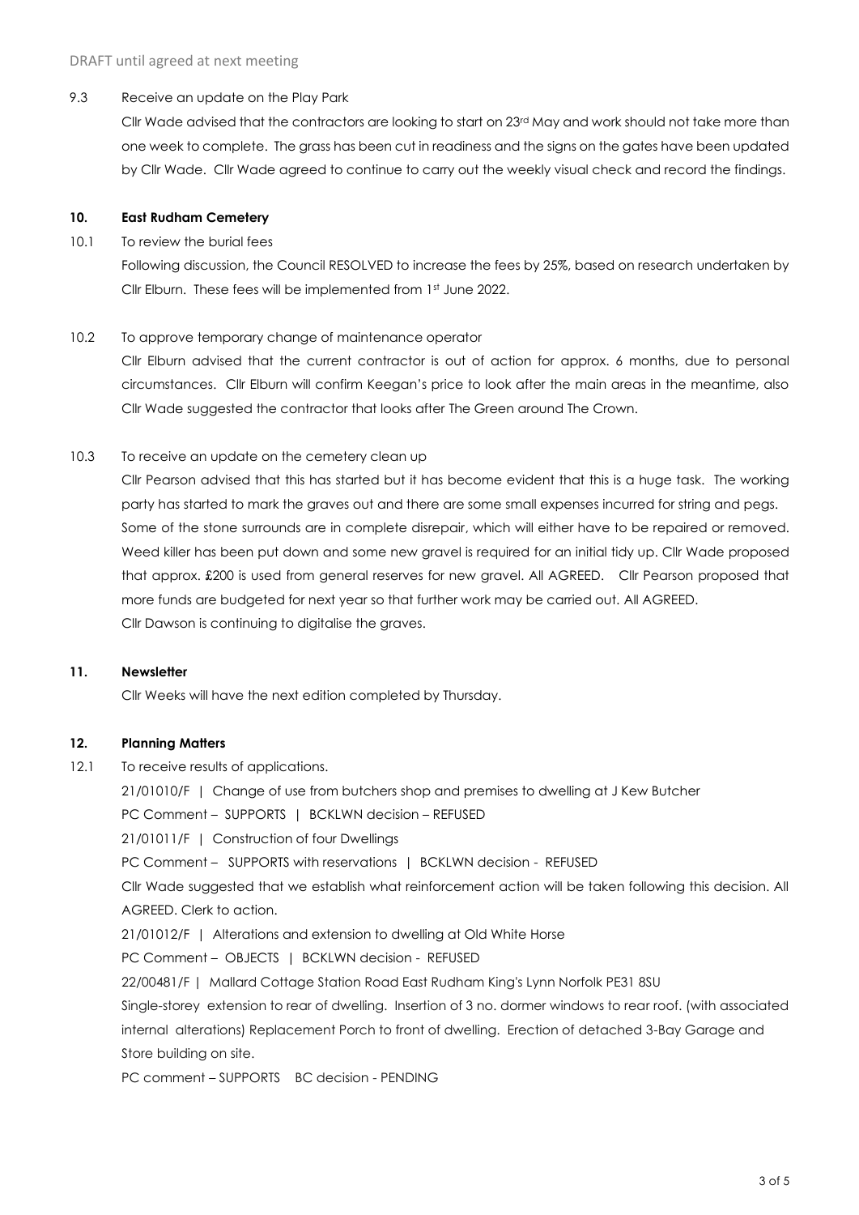DRAFT until agreed at next meeting

9.3 Receive an update on the Play Park

Cllr Wade advised that the contractors are looking to start on 23rd May and work should not take more than one week to complete. The grass has been cut in readiness and the signs on the gates have been updated by Cllr Wade. Cllr Wade agreed to continue to carry out the weekly visual check and record the findings.

**10. East Rudham Cemetery**

10.1 To review the burial fees

Following discussion, the Council RESOLVED to increase the fees by 25%, based on research undertaken by Cllr Elburn. These fees will be implemented from 1st June 2022.

10.2 To approve temporary change of maintenance operator

Cllr Elburn advised that the current contractor is out of action for approx. 6 months, due to personal circumstances. Cllr Elburn will confirm Keegan's price to look after the main areas in the meantime, also Cllr Wade suggested the contractor that looks after The Green around The Crown.

10.3 To receive an update on the cemetery clean up

Cllr Pearson advised that this has started but it has become evident that this is a huge task. The working party has started to mark the graves out and there are some small expenses incurred for string and pegs. Some of the stone surrounds are in complete disrepair, which will either have to be repaired or removed. Weed killer has been put down and some new gravel is required for an initial tidy up. Cllr Wade proposed that approx. £200 is used from general reserves for new gravel. All AGREED. Cllr Pearson proposed that more funds are budgeted for next year so that further work may be carried out. All AGREED.

Cllr Dawson is continuing to digitalise the graves.

**11. Newsletter**

Cllr Weeks will have the next edition completed by Thursday.

**12. Planning Matters**

12.1 To receive results of applications.

21/01010/F | Change of use from butchers shop and premises to dwelling at J Kew Butcher

PC Comment – SUPPORTS | BCKLWN decision – REFUSED

21/01011/F | Construction of four Dwellings

PC Comment – SUPPORTS with reservations | BCKLWN decision - REFUSED

Cllr Wade suggested that we establish what reinforcement action will be taken following this decision. All AGREED. Clerk to action.

21/01012/F | Alterations and extension to dwelling at Old White Horse

PC Comment – OBJECTS | BCKLWN decision - REFUSED

22/00481/F | Mallard Cottage Station Road East Rudham King's Lynn Norfolk PE31 8SU

Single-storey extension to rear of dwelling. Insertion of 3 no. dormer windows to rear roof. (with associated internal alterations) Replacement Porch to front of dwelling. Erection of detached 3-Bay Garage and Store building on site.

PC comment – SUPPORTS BC decision - PENDING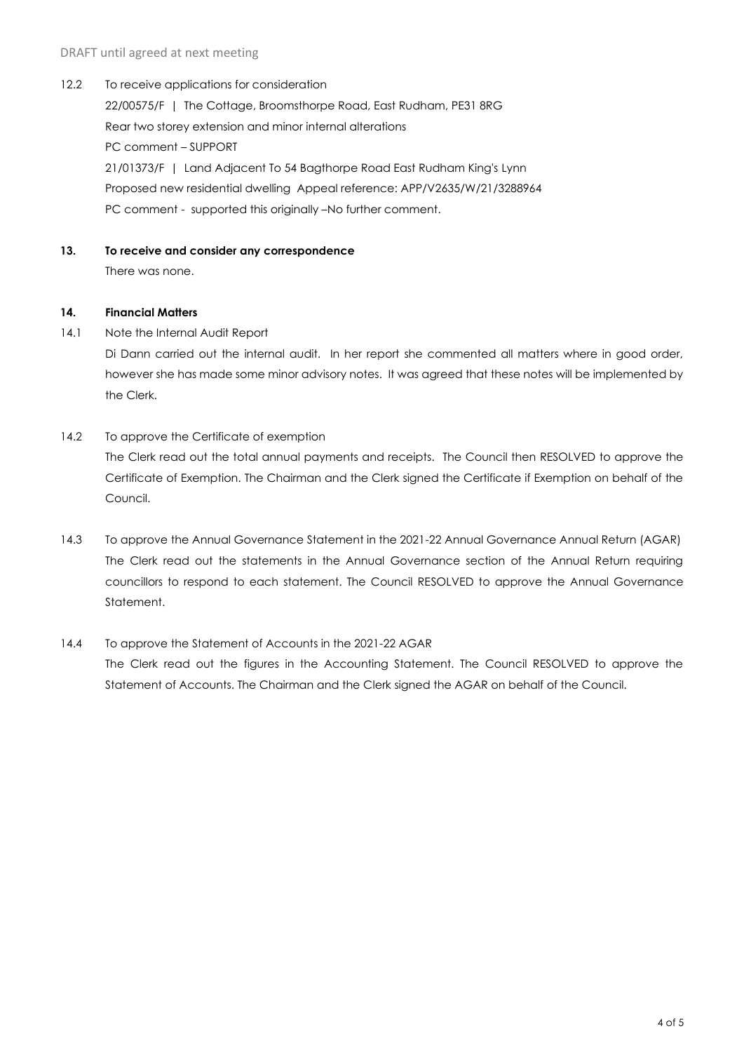DRAFT until agreed at next meeting

12.2 To receive applications for consideration

22/00575/F | The Cottage, Broomsthorpe Road, East Rudham, PE31 8RG

Rear two storey extension and minor internal alterations

PC comment – SUPPORT

21/01373/F | Land Adjacent To 54 Bagthorpe Road East Rudham King's Lynn

Proposed new residential dwelling Appeal reference: APP/V2635/W/21/3288964

PC comment - supported this originally –No further comment.

**13. To receive and consider any correspondence**

There was none.

**14. Financial Matters**

14.1 Note the Internal Audit Report

Di Dann carried out the internal audit. In her report she commented all matters where in good order, however she has made some minor advisory notes. It was agreed that these notes will be implemented by the Clerk.

14.2 To approve the Certificate of exemption

The Clerk read out the total annual payments and receipts. The Council then RESOLVED to approve the Certificate of Exemption. The Chairman and the Clerk signed the Certificate if Exemption on behalf of the Council.

14.3 To approve the Annual Governance Statement in the 2021-22 Annual Governance Annual Return (AGAR)

The Clerk read out the statements in the Annual Governance section of the Annual Return requiring councillors to respond to each statement. The Council RESOLVED to approve the Annual Governance Statement.

14.4 To approve the Statement of Accounts in the 2021-22 AGAR

The Clerk read out the figures in the Accounting Statement. The Council RESOLVED to approve the Statement of Accounts. The Chairman and the Clerk signed the AGAR on behalf of the Council.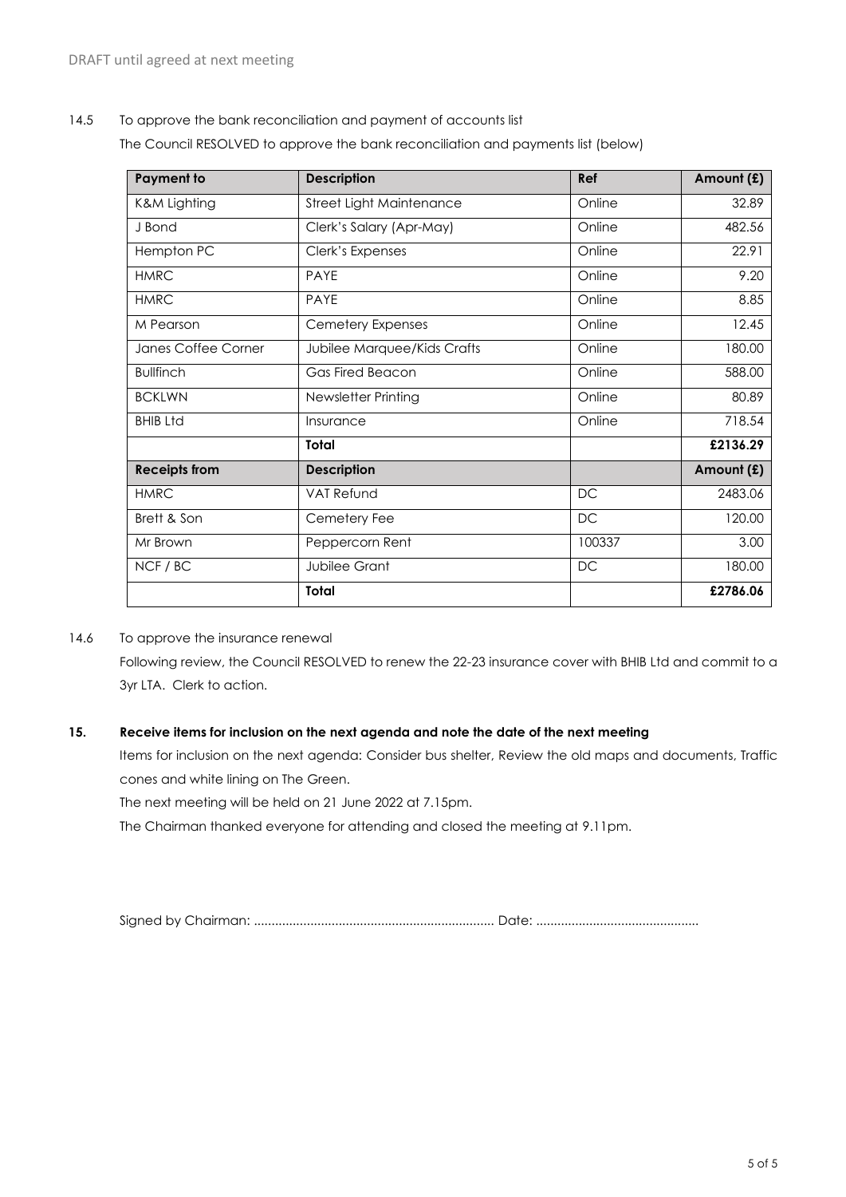DRAFT until agreed at next meeting

14.5 To approve the bank reconciliation and payment of accounts list

The Council RESOLVED to approve the bank reconciliation and payments list (below)

| Payment to | Description | Ref | Amount (£) |
|---|---|---|---|
| K&M Lighting | Street Light Maintenance | Online | 32.89 |
| J Bond | Clerk's Salary (Apr-May) | Online | 482.56 |
| Hempton PC | Clerk's Expenses | Online | 22.91 |
| HMRC | PAYE | Online | 9.20 |
| HMRC | PAYE | Online | 8.85 |
| M Pearson | Cemetery Expenses | Online | 12.45 |
| Janes Coffee Corner | Jubilee Marquee/Kids Crafts | Online | 180.00 |
| Bullfinch | Gas Fired Beacon | Online | 588.00 |
| BCKLWN | Newsletter Printing | Online | 80.89 |
| BHIB Ltd | Insurance | Online | 718.54 |
| | **Total** | | **£2136.29** |
| **Receipts from** | **Description** | | **Amount (£)** |
| HMRC | VAT Refund | DC | 2483.06 |
| Brett & Son | Cemetery Fee | DC | 120.00 |
| Mr Brown | Peppercorn Rent | 100337 | 3.00 |
| NCF / BC | Jubilee Grant | DC | 180.00 |
| | **Total** | | **£2786.06** |

14.6 To approve the insurance renewal

Following review, the Council RESOLVED to renew the 22-23 insurance cover with BHIB Ltd and commit to a 3yr LTA. Clerk to action.

**15. Receive items for inclusion on the next agenda and note the date of the next meeting**

Items for inclusion on the next agenda: Consider bus shelter, Review the old maps and documents, Traffic cones and white lining on The Green.

The next meeting will be held on 21 June 2022 at 7.15pm.

The Chairman thanked everyone for attending and closed the meeting at 9.11pm.

Signed by Chairman: .................................................................... Date: .............................................